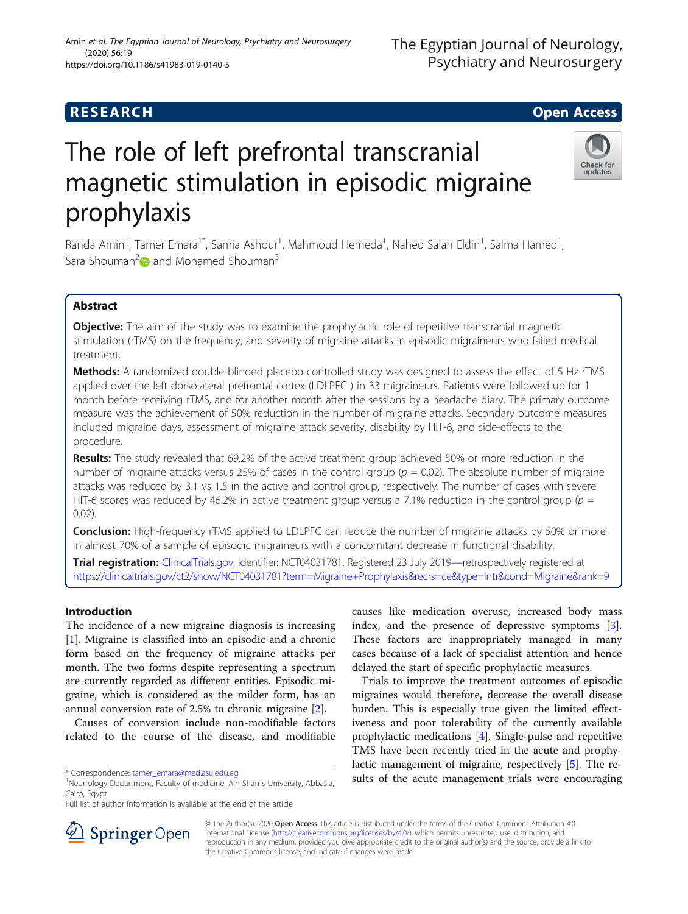## RESEARCH

## Open Access

# The role of left prefrontal transcranial magnetic stimulation in episodic migraine prophylaxis

Randa Amin[1], Tamer Emara[1*], Samia Ashour[1], Mahmoud Hemeda[1], Nahed Salah Eldin[1], Salma Hamed[1], Sara Shouman[2] and Mohamed Shouman[3]

### Abstract

**Objective:** The aim of the study was to examine the prophylactic role of repetitive transcranial magnetic stimulation (rTMS) on the frequency, and severity of migraine attacks in episodic migraineurs who failed medical treatment.

**Methods:** A randomized double-blinded placebo-controlled study was designed to assess the effect of 5 Hz rTMS applied over the left dorsolateral prefrontal cortex (LDLPFC ) in 33 migraineurs. Patients were followed up for 1 month before receiving rTMS, and for another month after the sessions by a headache diary. The primary outcome measure was the achievement of 50% reduction in the number of migraine attacks. Secondary outcome measures included migraine days, assessment of migraine attack severity, disability by HIT-6, and side-effects to the procedure.

**Results:** The study revealed that 69.2% of the active treatment group achieved 50% or more reduction in the number of migraine attacks versus 25% of cases in the control group ($p = 0.02$). The absolute number of migraine attacks was reduced by 3.1 vs 1.5 in the active and control group, respectively. The number of cases with severe HIT-6 scores was reduced by 46.2% in active treatment group versus a 7.1% reduction in the control group ($p = 0.02$).

**Conclusion:** High-frequency rTMS applied to LDLPFC can reduce the number of migraine attacks by 50% or more in almost 70% of a sample of episodic migraineurs with a concomitant decrease in functional disability.

**Trial registration:** ClinicalTrials.gov, Identifier: NCT04031781. Registered 23 July 2019—retrospectively registered at https://clinicaltrials.gov/ct2/show/NCT04031781?term=Migraine+Prophylaxis&recrs=ce&type=Intr&cond=Migraine&rank=9

## Introduction

The incidence of a new migraine diagnosis is increasing [1]. Migraine is classified into an episodic and a chronic form based on the frequency of migraine attacks per month. The two forms despite representing a spectrum are currently regarded as different entities. Episodic migraine, which is considered as the milder form, has an annual conversion rate of 2.5% to chronic migraine [2].

Causes of conversion include non-modifiable factors related to the course of the disease, and modifiable causes like medication overuse, increased body mass index, and the presence of depressive symptoms [3]. These factors are inappropriately managed in many cases because of a lack of specialist attention and hence delayed the start of specific prophylactic measures.

Trials to improve the treatment outcomes of episodic migraines would therefore, decrease the overall disease burden. This is especially true given the limited effectiveness and poor tolerability of the currently available prophylactic medications [4]. Single-pulse and repetitive TMS have been recently tried in the acute and prophylactic management of migraine, respectively [5]. The results of the acute management trials were encouraging

\* Correspondence: tamer_emara@med.asu.edu.eg
[1]Neurology Department, Faculty of medicine, Ain Shams University, Abbasia, Cairo, Egypt
Full list of author information is available at the end of the article

© The Author(s). 2020 **Open Access** This article is distributed under the terms of the Creative Commons Attribution 4.0 International License (http://creativecommons.org/licenses/by/4.0/), which permits unrestricted use, distribution, and reproduction in any medium, provided you give appropriate credit to the original author(s) and the source, provide a link to the Creative Commons license, and indicate if changes were made.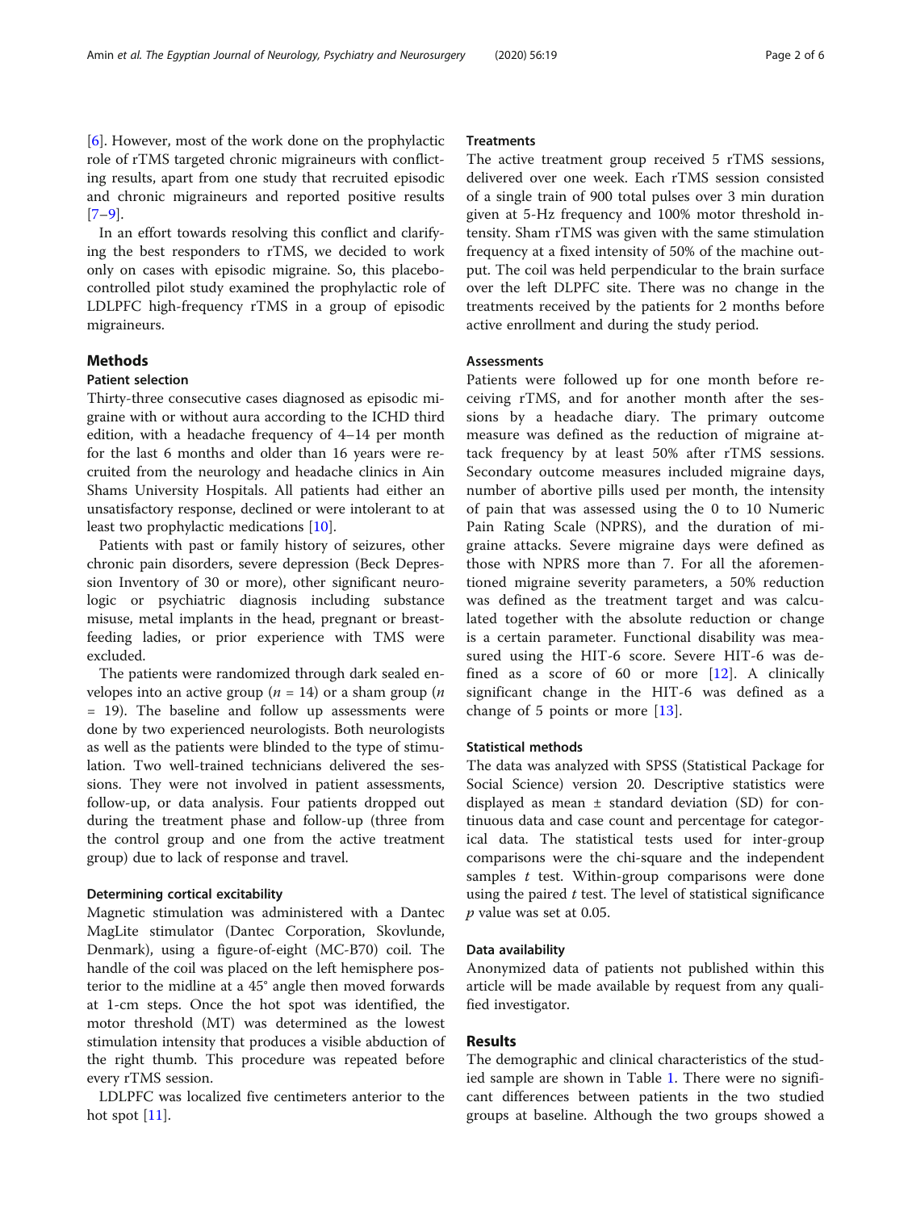[6]. However, most of the work done on the prophylactic role of rTMS targeted chronic migraineurs with conflicting results, apart from one study that recruited episodic and chronic migraineurs and reported positive results [7–9].

In an effort towards resolving this conflict and clarifying the best responders to rTMS, we decided to work only on cases with episodic migraine. So, this placebo-controlled pilot study examined the prophylactic role of LDLPFC high-frequency rTMS in a group of episodic migraineurs.

## Methods

### Patient selection

Thirty-three consecutive cases diagnosed as episodic migraine with or without aura according to the ICHD third edition, with a headache frequency of 4–14 per month for the last 6 months and older than 16 years were recruited from the neurology and headache clinics in Ain Shams University Hospitals. All patients had either an unsatisfactory response, declined or were intolerant to at least two prophylactic medications [10].

Patients with past or family history of seizures, other chronic pain disorders, severe depression (Beck Depression Inventory of 30 or more), other significant neurologic or psychiatric diagnosis including substance misuse, metal implants in the head, pregnant or breast-feeding ladies, or prior experience with TMS were excluded.

The patients were randomized through dark sealed envelopes into an active group ($n$ = 14) or a sham group ($n$ = 19). The baseline and follow up assessments were done by two experienced neurologists. Both neurologists as well as the patients were blinded to the type of stimulation. Two well-trained technicians delivered the sessions. They were not involved in patient assessments, follow-up, or data analysis. Four patients dropped out during the treatment phase and follow-up (three from the control group and one from the active treatment group) due to lack of response and travel.

#### Determining cortical excitability

Magnetic stimulation was administered with a Dantec MagLite stimulator (Dantec Corporation, Skovlunde, Denmark), using a figure-of-eight (MC-B70) coil. The handle of the coil was placed on the left hemisphere posterior to the midline at a 45° angle then moved forwards at 1-cm steps. Once the hot spot was identified, the motor threshold (MT) was determined as the lowest stimulation intensity that produces a visible abduction of the right thumb. This procedure was repeated before every rTMS session.

LDLPFC was localized five centimeters anterior to the hot spot [11].

### Treatments

The active treatment group received 5 rTMS sessions, delivered over one week. Each rTMS session consisted of a single train of 900 total pulses over 3 min duration given at 5-Hz frequency and 100% motor threshold intensity. Sham rTMS was given with the same stimulation frequency at a fixed intensity of 50% of the machine output. The coil was held perpendicular to the brain surface over the left DLPFC site. There was no change in the treatments received by the patients for 2 months before active enrollment and during the study period.

### Assessments

Patients were followed up for one month before receiving rTMS, and for another month after the sessions by a headache diary. The primary outcome measure was defined as the reduction of migraine attack frequency by at least 50% after rTMS sessions. Secondary outcome measures included migraine days, number of abortive pills used per month, the intensity of pain that was assessed using the 0 to 10 Numeric Pain Rating Scale (NPRS), and the duration of migraine attacks. Severe migraine days were defined as those with NPRS more than 7. For all the aforementioned migraine severity parameters, a 50% reduction was defined as the treatment target and was calculated together with the absolute reduction or change is a certain parameter. Functional disability was measured using the HIT-6 score. Severe HIT-6 was defined as a score of 60 or more [12]. A clinically significant change in the HIT-6 was defined as a change of 5 points or more [13].

### Statistical methods

The data was analyzed with SPSS (Statistical Package for Social Science) version 20. Descriptive statistics were displayed as mean ± standard deviation (SD) for continuous data and case count and percentage for categorical data. The statistical tests used for inter-group comparisons were the chi-square and the independent samples $t$ test. Within-group comparisons were done using the paired $t$ test. The level of statistical significance $p$ value was set at 0.05.

### Data availability

Anonymized data of patients not published within this article will be made available by request from any qualified investigator.

## Results

The demographic and clinical characteristics of the studied sample are shown in Table 1. There were no significant differences between patients in the two studied groups at baseline. Although the two groups showed a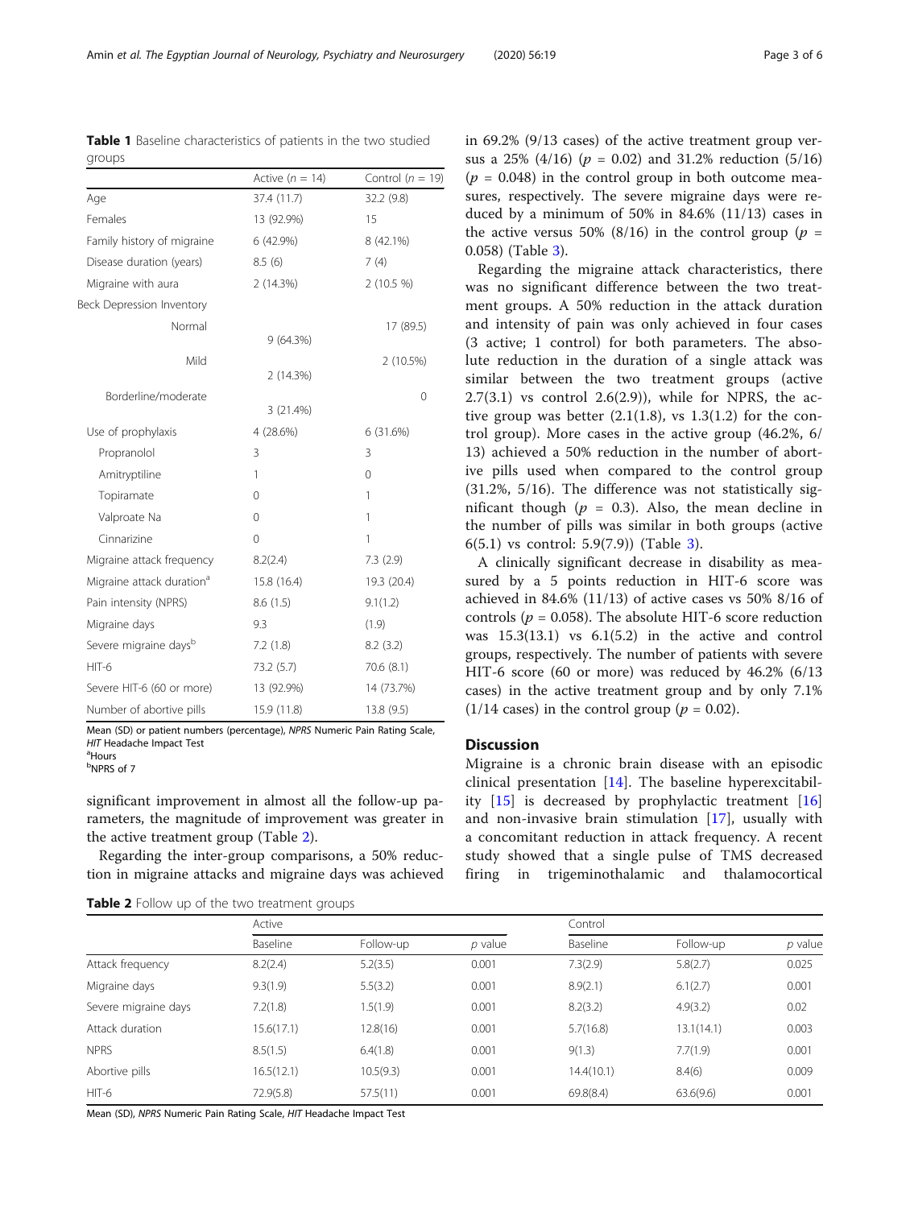**Table 1** Baseline characteristics of patients in the two studied groups

| | Active ($n$ = 14) | Control ($n$ = 19) |
|---|---|---|
| Age | 37.4 (11.7) | 32.2 (9.8) |
| Females | 13 (92.9%) | 15 |
| Family history of migraine | 6 (42.9%) | 8 (42.1%) |
| Disease duration (years) | 8.5 (6) | 7 (4) |
| Migraine with aura | 2 (14.3%) | 2 (10.5 %) |
| Beck Depression Inventory | | |
| Normal | 9 (64.3%) | 17 (89.5) |
| Mild | 2 (14.3%) | 2 (10.5%) |
| Borderline/moderate | 3 (21.4%) | 0 |
| Use of prophylaxis | 4 (28.6%) | 6 (31.6%) |
| Propranolol | 3 | 3 |
| Amitryptiline | 1 | 0 |
| Topiramate | 0 | 1 |
| Valproate Na | 0 | 1 |
| Cinnarizine | 0 | 1 |
| Migraine attack frequency | 8.2(2.4) | 7.3 (2.9) |
| Migraine attack duration[a] | 15.8 (16.4) | 19.3 (20.4) |
| Pain intensity (NPRS) | 8.6 (1.5) | 9.1(1.2) |
| Migraine days | 9.3 | (1.9) |
| Severe migraine days[b] | 7.2 (1.8) | 8.2 (3.2) |
| HIT-6 | 73.2 (5.7) | 70.6 (8.1) |
| Severe HIT-6 (60 or more) | 13 (92.9%) | 14 (73.7%) |
| Number of abortive pills | 15.9 (11.8) | 13.8 (9.5) |

Mean (SD) or patient numbers (percentage), *NPRS* Numeric Pain Rating Scale, *HIT* Headache Impact Test
[a]Hours
[b]NPRS of 7

significant improvement in almost all the follow-up parameters, the magnitude of improvement was greater in the active treatment group (Table 2).

Regarding the inter-group comparisons, a 50% reduction in migraine attacks and migraine days was achieved in 69.2% (9/13 cases) of the active treatment group versus a 25% (4/16) ($p$ = 0.02) and 31.2% reduction (5/16) ($p$ = 0.048) in the control group in both outcome measures, respectively. The severe migraine days were reduced by a minimum of 50% in 84.6% (11/13) cases in the active versus 50% (8/16) in the control group ($p$ = 0.058) (Table 3).

Regarding the migraine attack characteristics, there was no significant difference between the two treatment groups. A 50% reduction in the attack duration and intensity of pain was only achieved in four cases (3 active; 1 control) for both parameters. The absolute reduction in the duration of a single attack was similar between the two treatment groups (active 2.7(3.1) vs control 2.6(2.9)), while for NPRS, the active group was better (2.1(1.8), vs 1.3(1.2) for the control group). More cases in the active group (46.2%, 6/13) achieved a 50% reduction in the number of abortive pills used when compared to the control group (31.2%, 5/16). The difference was not statistically significant though ($p$ = 0.3). Also, the mean decline in the number of pills was similar in both groups (active 6(5.1) vs control: 5.9(7.9)) (Table 3).

A clinically significant decrease in disability as measured by a 5 points reduction in HIT-6 score was achieved in 84.6% (11/13) of active cases vs 50% 8/16 of controls ($p$ = 0.058). The absolute HIT-6 score reduction was 15.3(13.1) vs 6.1(5.2) in the active and control groups, respectively. The number of patients with severe HIT-6 score (60 or more) was reduced by 46.2% (6/13 cases) in the active treatment group and by only 7.1% (1/14 cases) in the control group ($p$ = 0.02).

## Discussion

Migraine is a chronic brain disease with an episodic clinical presentation [14]. The baseline hyperexcitability [15] is decreased by prophylactic treatment [16] and non-invasive brain stimulation [17], usually with a concomitant reduction in attack frequency. A recent study showed that a single pulse of TMS decreased firing in trigeminothalamic and thalamocortical

**Table 2** Follow up of the two treatment groups

| | Active | | | Control | | |
|---|---|---|---|---|---|---|
| | Baseline | Follow-up | $p$ value | Baseline | Follow-up | $p$ value |
| Attack frequency | 8.2(2.4) | 5.2(3.5) | 0.001 | 7.3(2.9) | 5.8(2.7) | 0.025 |
| Migraine days | 9.3(1.9) | 5.5(3.2) | 0.001 | 8.9(2.1) | 6.1(2.7) | 0.001 |
| Severe migraine days | 7.2(1.8) | 1.5(1.9) | 0.001 | 8.2(3.2) | 4.9(3.2) | 0.02 |
| Attack duration | 15.6(17.1) | 12.8(16) | 0.001 | 5.7(16.8) | 13.1(14.1) | 0.003 |
| NPRS | 8.5(1.5) | 6.4(1.8) | 0.001 | 9(1.3) | 7.7(1.9) | 0.001 |
| Abortive pills | 16.5(12.1) | 10.5(9.3) | 0.001 | 14.4(10.1) | 8.4(6) | 0.009 |
| HIT-6 | 72.9(5.8) | 57.5(11) | 0.001 | 69.8(8.4) | 63.6(9.6) | 0.001 |

Mean (SD), *NPRS* Numeric Pain Rating Scale, *HIT* Headache Impact Test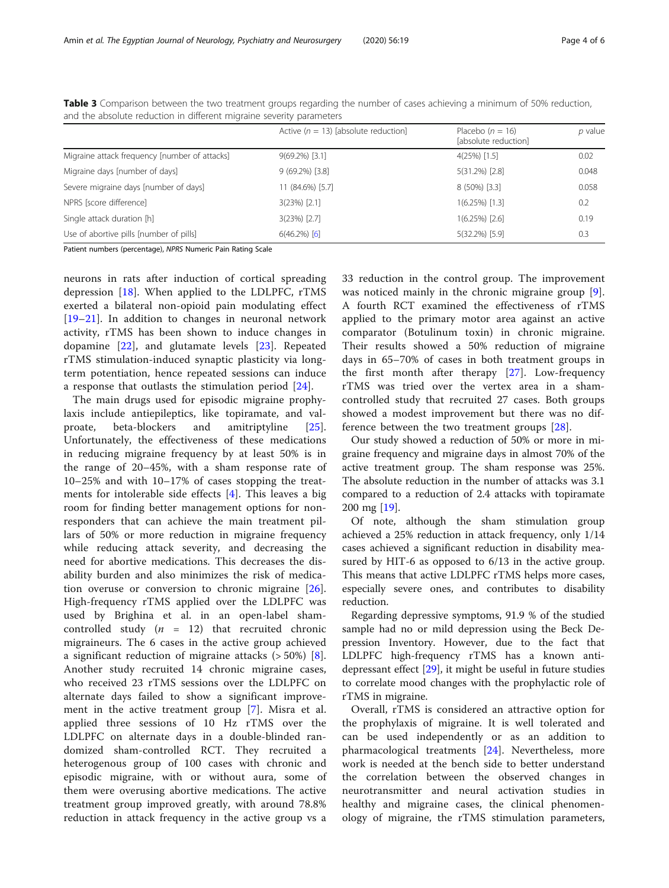**Table 3** Comparison between the two treatment groups regarding the number of cases achieving a minimum of 50% reduction, and the absolute reduction in different migraine severity parameters

| | Active ($n$ = 13) [absolute reduction] | Placebo ($n$ = 16) [absolute reduction] | $p$ value |
|---|---|---|---|
| Migraine attack frequency [number of attacks] | 9(69.2%) [3.1] | 4(25%) [1.5] | 0.02 |
| Migraine days [number of days] | 9 (69.2%) [3.8] | 5(31.2%) [2.8] | 0.048 |
| Severe migraine days [number of days] | 11 (84.6%) [5.7] | 8 (50%) [3.3] | 0.058 |
| NPRS [score difference] | 3(23%) [2.1] | 1(6.25%) [1.3] | 0.2 |
| Single attack duration [h] | 3(23%) [2.7] | 1(6.25%) [2.6] | 0.19 |
| Use of abortive pills [number of pills] | 6(46.2%) [6] | 5(32.2%) [5.9] | 0.3 |

Patient numbers (percentage), *NPRS* Numeric Pain Rating Scale

neurons in rats after induction of cortical spreading depression [18]. When applied to the LDLPFC, rTMS exerted a bilateral non-opioid pain modulating effect [19–21]. In addition to changes in neuronal network activity, rTMS has been shown to induce changes in dopamine [22], and glutamate levels [23]. Repeated rTMS stimulation-induced synaptic plasticity via long-term potentiation, hence repeated sessions can induce a response that outlasts the stimulation period [24].

The main drugs used for episodic migraine prophylaxis include antiepileptics, like topiramate, and valproate, beta-blockers and amitriptyline [25]. Unfortunately, the effectiveness of these medications in reducing migraine frequency by at least 50% is in the range of 20–45%, with a sham response rate of 10–25% and with 10–17% of cases stopping the treatments for intolerable side effects [4]. This leaves a big room for finding better management options for non-responders that can achieve the main treatment pillars of 50% or more reduction in migraine frequency while reducing attack severity, and decreasing the need for abortive medications. This decreases the disability burden and also minimizes the risk of medication overuse or conversion to chronic migraine [26]. High-frequency rTMS applied over the LDLPFC was used by Brighina et al. in an open-label sham-controlled study ($n$ = 12) that recruited chronic migraineurs. The 6 cases in the active group achieved a significant reduction of migraine attacks (> 50%) [8]. Another study recruited 14 chronic migraine cases, who received 23 rTMS sessions over the LDLPFC on alternate days failed to show a significant improvement in the active treatment group [7]. Misra et al. applied three sessions of 10 Hz rTMS over the LDLPFC on alternate days in a double-blinded randomized sham-controlled RCT. They recruited a heterogenous group of 100 cases with chronic and episodic migraine, with or without aura, some of them were overusing abortive medications. The active treatment group improved greatly, with around 78.8% reduction in attack frequency in the active group vs a 33 reduction in the control group. The improvement was noticed mainly in the chronic migraine group [9]. A fourth RCT examined the effectiveness of rTMS applied to the primary motor area against an active comparator (Botulinum toxin) in chronic migraine. Their results showed a 50% reduction of migraine days in 65–70% of cases in both treatment groups in the first month after therapy [27]. Low-frequency rTMS was tried over the vertex area in a sham-controlled study that recruited 27 cases. Both groups showed a modest improvement but there was no difference between the two treatment groups [28].

Our study showed a reduction of 50% or more in migraine frequency and migraine days in almost 70% of the active treatment group. The sham response was 25%. The absolute reduction in the number of attacks was 3.1 compared to a reduction of 2.4 attacks with topiramate 200 mg [19].

Of note, although the sham stimulation group achieved a 25% reduction in attack frequency, only 1/14 cases achieved a significant reduction in disability measured by HIT-6 as opposed to 6/13 in the active group. This means that active LDLPFC rTMS helps more cases, especially severe ones, and contributes to disability reduction.

Regarding depressive symptoms, 91.9 % of the studied sample had no or mild depression using the Beck Depression Inventory. However, due to the fact that LDLPFC high-frequency rTMS has a known antidepressant effect [29], it might be useful in future studies to correlate mood changes with the prophylactic role of rTMS in migraine.

Overall, rTMS is considered an attractive option for the prophylaxis of migraine. It is well tolerated and can be used independently or as an addition to pharmacological treatments [24]. Nevertheless, more work is needed at the bench side to better understand the correlation between the observed changes in neurotransmitter and neural activation studies in healthy and migraine cases, the clinical phenomenology of migraine, the rTMS stimulation parameters,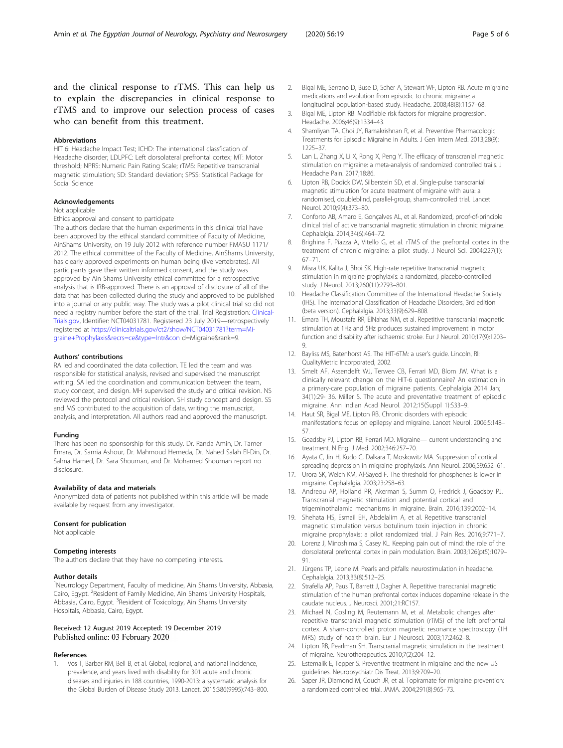and the clinical response to rTMS. This can help us to explain the discrepancies in clinical response to rTMS and to improve our selection process of cases who can benefit from this treatment.

### Abbreviations

HIT 6: Headache Impact Test; ICHD: The international classfication of Headache disorder; LDLPFC: Left dorsolateral prefrontal cortex; MT: Motor threshold; NPRS: Numeric Pain Rating Scale; rTMS: Repetitive transcranial magnetic stimulation; SD: Standard deviation; SPSS: Statistical Package for Social Science

### Acknowledgements

Not applicable

Ethics approval and consent to participate

The authors declare that the human experiments in this clinical trial have been approved by the ethical standard committee of Faculty of Medicine, AinShams University, on 19 July 2012 with reference number FMASU 1171/ 2012. The ethical committee of the Faculty of Medicine, AinShams University, has clearly approved experiments on human being (live vertebrates). All participants gave their written informed consent, and the study was approved by Ain Shams University ethical committee for a retrospective analysis that is IRB-approved. There is an approval of disclosure of all of the data that has been collected during the study and approved to be published into a journal or any public way. The study was a pilot clinical trial so did not need a registry number before the start of the trial. Trial Registration: Clinical-Trials.gov, Identifier: NCT04031781. Registered 23 July 2019—retrospectively registered at https://clinicaltrials.gov/ct2/show/NCT04031781?term=Migraine+Prophylaxis&recrs=ce&type=Intr&con d=Migraine&rank=9.

### Authors' contributions

RA led and coordinated the data collection. TE led the team and was responsible for statistical analysis, revised and supervised the manuscript writing. SA led the coordination and communication between the team, study concept, and design. MH supervised the study and critical revision. NS reviewed the protocol and critical revision. SH study concept and design. SS and MS contributed to the acquisition of data, writing the manuscript, analysis, and interpretation. All authors read and approved the manuscript.

### Funding

There has been no sponsorship for this study. Dr. Randa Amin, Dr. Tamer Emara, Dr. Samia Ashour, Dr. Mahmoud Hemeda, Dr. Nahed Salah El-Din, Dr. Salma Hamed, Dr. Sara Shouman, and Dr. Mohamed Shouman report no disclosure.

### Availability of data and materials

Anonymized data of patients not published within this article will be made available by request from any investigator.

### Consent for publication

Not applicable

### Competing interests

The authors declare that they have no competing interests.

### Author details

[1]Neurrology Department, Faculty of medicine, Ain Shams University, Abbasia, Cairo, Egypt. [2]Resident of Family Medicine, Ain Shams University Hospitals, Abbasia, Cairo, Egypt. [3]Resident of Toxicology, Ain Shams University Hospitals, Abbasia, Cairo, Egypt.

Received: 12 August 2019 Accepted: 19 December 2019
Published online: 03 February 2020

### References

1. Vos T, Barber RM, Bell B, et al. Global, regional, and national incidence, prevalence, and years lived with disability for 301 acute and chronic diseases and injuries in 188 countries, 1990-2013: a systematic analysis for the Global Burden of Disease Study 2013. Lancet. 2015;386(9995):743–800.
2. Bigal ME, Serrano D, Buse D, Scher A, Stewart WF, Lipton RB. Acute migraine medications and evolution from episodic to chronic migraine: a longitudinal population-based study. Headache. 2008;48(8):1157–68.
3. Bigal ME, Lipton RB. Modifiable risk factors for migraine progression. Headache. 2006;46(9):1334–43.
4. Shamliyan TA, Choi JY, Ramakrishnan R, et al. Preventive Pharmacologic Treatments for Episodic Migraine in Adults. J Gen Intern Med. 2013;28(9): 1225–37.
5. Lan L, Zhang X, Li X, Rong X, Peng Y. The efficacy of transcranial magnetic stimulation on migraine: a meta-analysis of randomized controlled trails. J Headache Pain. 2017;18:86.
6. Lipton RB, Dodick DW, Silberstein SD, et al. Single-pulse transcranial magnetic stimulation for acute treatment of migraine with aura: a randomised, doubleblind, parallel-group, sham-controlled trial. Lancet Neurol. 2010;9(4):373–80.
7. Conforto AB, Amaro E, Gonçalves AL, et al. Randomized, proof-of-principle clinical trial of active transcranial magnetic stimulation in chronic migraine. Cephalalgia. 2014;34(6):464–72.
8. Brighina F, Piazza A, Vitello G, et al. rTMS of the prefrontal cortex in the treatment of chronic migraine: a pilot study. J Neurol Sci. 2004;227(1): 67–71.
9. Misra UK, Kalita J, Bhoi SK. High-rate repetitive transcranial magnetic stimulation in migraine prophylaxis: a randomized, placebo-controlled study. J Neurol. 2013;260(11):2793–801.
10. Headache Classification Committee of the International Headache Society (IHS). The International Classification of Headache Disorders, 3rd edition (beta version). Cephalalgia. 2013;33(9):629–808.
11. Emara TH, Moustafa RR, ElNahas NM, et al. Repetitive transcranial magnetic stimulation at 1Hz and 5Hz produces sustained improvement in motor function and disability after ischaemic stroke. Eur J Neurol. 2010;17(9):1203–9.
12. Bayliss MS, Batenhorst AS. The HIT-6TM: a user's guide. Lincoln, RI: QualityMetric Incorporated, 2002.
13. Smelt AF, Assendelft WJ, Terwee CB, Ferrari MD, Blom JW. What is a clinically relevant change on the HIT-6 questionnaire? An estimation in a primary-care population of migraine patients. Cephalalgia 2014 Jan; 34(1):29- 36. Miller S. The acute and preventative treatment of episodic migraine. Ann Indian Acad Neurol. 2012;15(Suppl 1):S33–9.
14. Haut SR, Bigal ME, Lipton RB. Chronic disorders with episodic manifestations: focus on epilepsy and migraine. Lancet Neurol. 2006;5:148–57.
15. Goadsby PJ, Lipton RB, Ferrari MD. Migraine— current understanding and treatment. N Engl J Med. 2002;346:257–70.
16. Ayata C, Jin H, Kudo C, Dalkara T, Moskowitz MA. Suppression of cortical spreading depression in migraine prophylaxis. Ann Neurol. 2006;59:652–61.
17. Urora SK, Welch KM, Al-Sayed F. The threshold for phosphenes is lower in migraine. Cephalalgia. 2003;23:258–63.
18. Andreou AP, Holland PR, Akerman S, Summ O, Fredrick J, Goadsby PJ. Transcranial magnetic stimulation and potential cortical and trigeminothalamic mechanisms in migraine. Brain. 2016;139:2002–14.
19. Shehata HS, Esmail EH, Abdelalim A, et al. Repetitive transcranial magnetic stimulation versus botulinum toxin injection in chronic migraine prophylaxis: a pilot randomized trial. J Pain Res. 2016;9:771–7.
20. Lorenz J, Minoshima S, Casey KL. Keeping pain out of mind: the role of the dorsolateral prefrontal cortex in pain modulation. Brain. 2003;126(pt5):1079–91.
21. Jürgens TP, Leone M. Pearls and pitfalls: neurostimulation in headache. Cephalalgia. 2013;33(8):512–25.
22. Strafella AP, Paus T, Barrett J, Dagher A. Repetitive transcranial magnetic stimulation of the human prefrontal cortex induces dopamine release in the caudate nucleus. J Neurosci. 2001;21:RC157.
23. Michael N, Gosling M, Reutemann M, et al. Metabolic changes after repetitive transcranial magnetic stimulation (rTMS) of the left prefrontal cortex. A sham-controlled proton magnetic resonance spectroscopy (1H MRS) study of health brain. Eur J Neurosci. 2003;17:2462–8.
24. Lipton RB, Pearlman SH. Transcranial magnetic simulation in the treatment of migraine. Neurotherapeutics. 2010;7(2):204–12.
25. Estemalik E, Tepper S. Preventive treatment in migraine and the new US guidelines. Neuropsychiatr Dis Treat. 2013;9:709–20.
26. Saper JR, Diamond M, Couch JR, et al. Topiramate for migraine prevention: a randomized controlled trial. JAMA. 2004;291(8):965–73.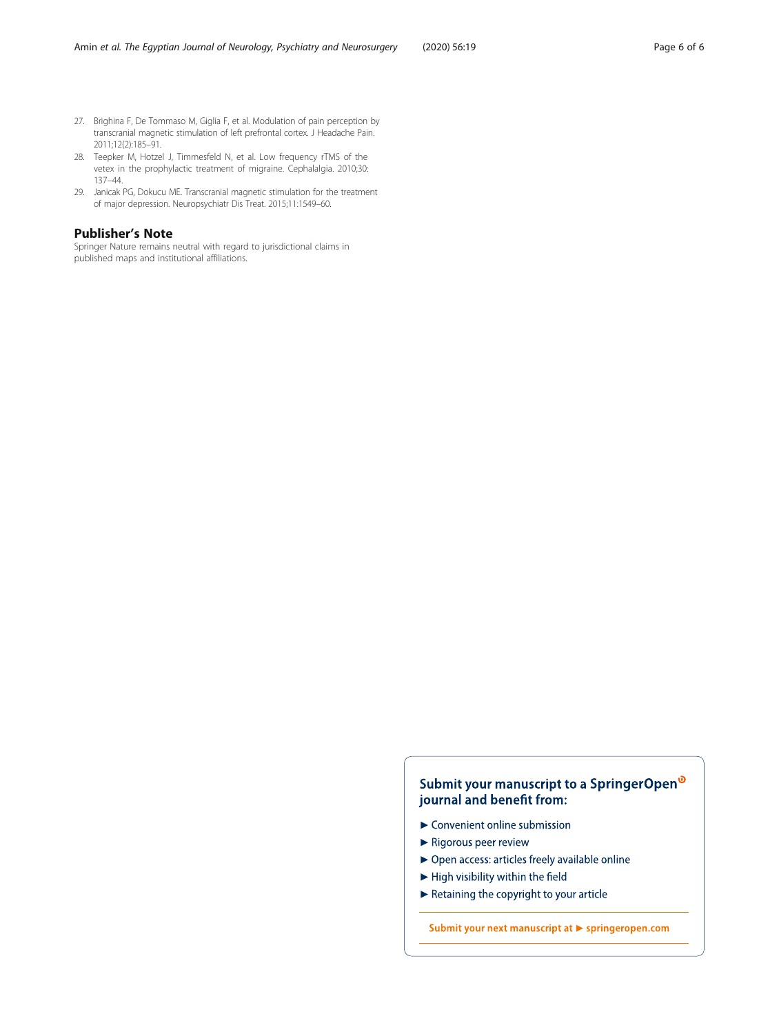27. Brighina F, De Tommaso M, Giglia F, et al. Modulation of pain perception by transcranial magnetic stimulation of left prefrontal cortex. J Headache Pain. 2011;12(2):185–91.
28. Teepker M, Hotzel J, Timmesfeld N, et al. Low frequency rTMS of the vetex in the prophylactic treatment of migraine. Cephalalgia. 2010;30: 137–44.
29. Janicak PG, Dokucu ME. Transcranial magnetic stimulation for the treatment of major depression. Neuropsychiatr Dis Treat. 2015;11:1549–60.

## Publisher's Note

Springer Nature remains neutral with regard to jurisdictional claims in published maps and institutional affiliations.

**Submit your manuscript to a SpringerOpen journal and benefit from:**

► Convenient online submission
► Rigorous peer review
► Open access: articles freely available online
► High visibility within the field
► Retaining the copyright to your article

**Submit your next manuscript at ► springeropen.com**